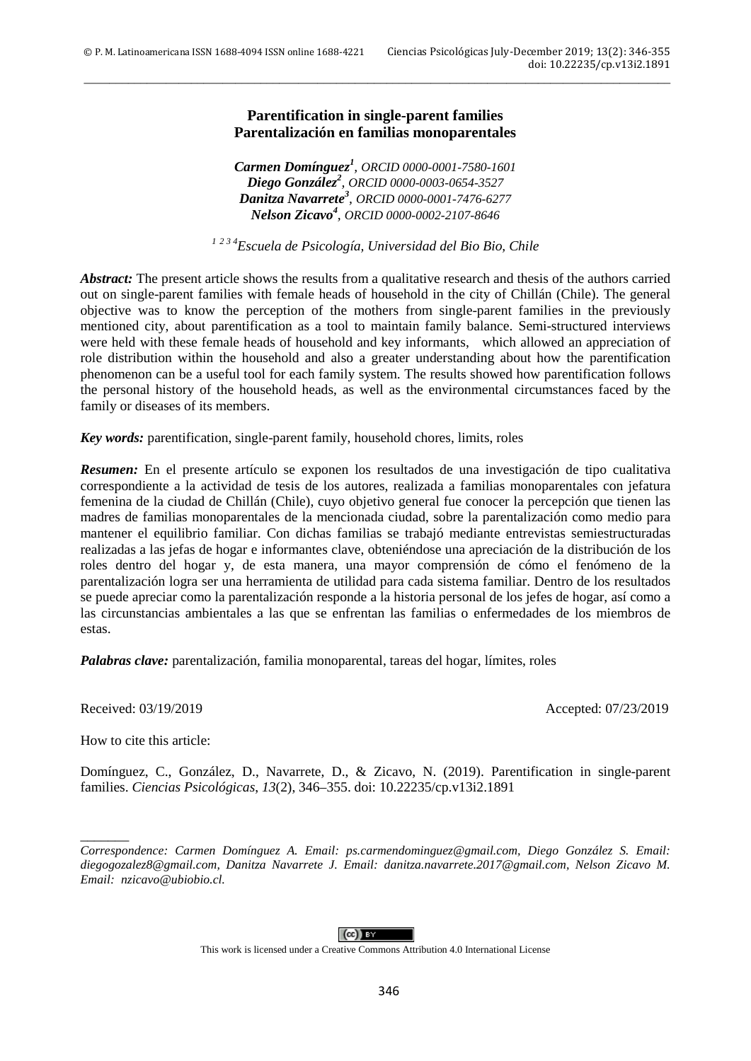# Parentification in single-parent families
# Parentalización en familias monoparentales

***Carmen Domínguez***[1], *ORCID 0000-0001-7580-1601*
***Diego González***[2], *ORCID 0000-0003-0654-3527*
***Danitza Navarrete***[3], *ORCID 0000-0001-7476-6277*
***Nelson Zicavo***[4], *ORCID 0000-0002-2107-8646*

[1 2 3 4] *Escuela de Psicología, Universidad del Bio Bio, Chile*

***Abstract:*** The present article shows the results from a qualitative research and thesis of the authors carried out on single-parent families with female heads of household in the city of Chillán (Chile). The general objective was to know the perception of the mothers from single-parent families in the previously mentioned city, about parentification as a tool to maintain family balance. Semi-structured interviews were held with these female heads of household and key informants, which allowed an appreciation of role distribution within the household and also a greater understanding about how the parentification phenomenon can be a useful tool for each family system. The results showed how parentification follows the personal history of the household heads, as well as the environmental circumstances faced by the family or diseases of its members.

***Key words:*** parentification, single-parent family, household chores, limits, roles

***Resumen:*** En el presente artículo se exponen los resultados de una investigación de tipo cualitativa correspondiente a la actividad de tesis de los autores, realizada a familias monoparentales con jefatura femenina de la ciudad de Chillán (Chile), cuyo objetivo general fue conocer la percepción que tienen las madres de familias monoparentales de la mencionada ciudad, sobre la parentalización como medio para mantener el equilibrio familiar. Con dichas familias se trabajó mediante entrevistas semiestructuradas realizadas a las jefas de hogar e informantes clave, obteniéndose una apreciación de la distribución de los roles dentro del hogar y, de esta manera, una mayor comprensión de cómo el fenómeno de la parentalización logra ser una herramienta de utilidad para cada sistema familiar. Dentro de los resultados se puede apreciar como la parentalización responde a la historia personal de los jefes de hogar, así como a las circunstancias ambientales a las que se enfrentan las familias o enfermedades de los miembros de estas.

***Palabras clave:*** parentalización, familia monoparental, tareas del hogar, límites, roles

Received: 03/19/2019 Accepted: 07/23/2019

How to cite this article:

Domínguez, C., González, D., Navarrete, D., & Zicavo, N. (2019). Parentification in single-parent families. *Ciencias Psicológicas*, *13*(2), 346–355. doi: 10.22235/cp.v13i2.1891

*Correspondence: Carmen Domínguez A. Email: ps.carmendominguez@gmail.com, Diego González S. Email: diegogozalez8@gmail.com, Danitza Navarrete J. Email: danitza.navarrete.2017@gmail.com, Nelson Zicavo M. Email: nzicavo@ubiobio.cl.*

This work is licensed under a Creative Commons Attribution 4.0 International License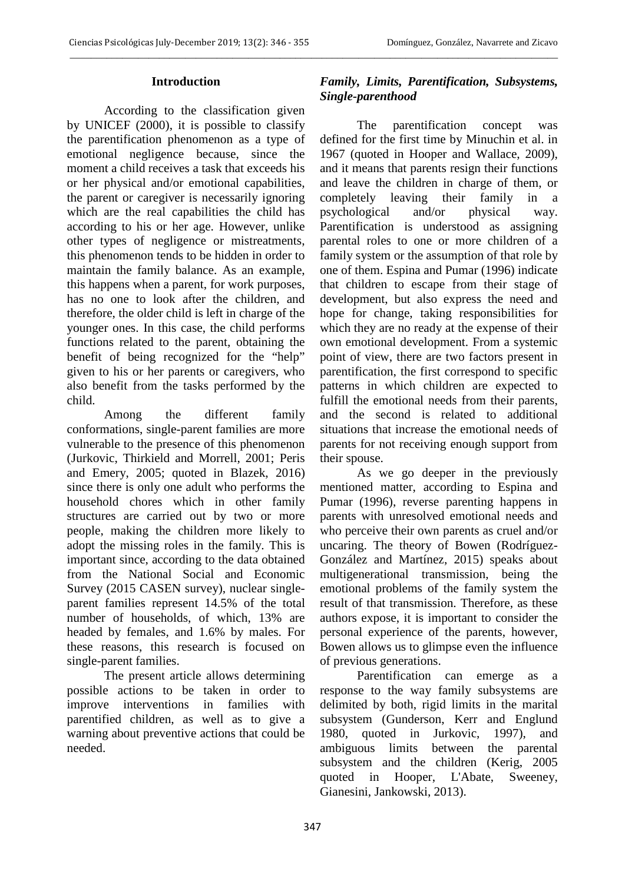## Introduction

According to the classification given by UNICEF (2000), it is possible to classify the parentification phenomenon as a type of emotional negligence because, since the moment a child receives a task that exceeds his or her physical and/or emotional capabilities, the parent or caregiver is necessarily ignoring which are the real capabilities the child has according to his or her age. However, unlike other types of negligence or mistreatments, this phenomenon tends to be hidden in order to maintain the family balance. As an example, this happens when a parent, for work purposes, has no one to look after the children, and therefore, the older child is left in charge of the younger ones. In this case, the child performs functions related to the parent, obtaining the benefit of being recognized for the "help" given to his or her parents or caregivers, who also benefit from the tasks performed by the child.

Among the different family conformations, single-parent families are more vulnerable to the presence of this phenomenon (Jurkovic, Thirkield and Morrell, 2001; Peris and Emery, 2005; quoted in Blazek, 2016) since there is only one adult who performs the household chores which in other family structures are carried out by two or more people, making the children more likely to adopt the missing roles in the family. This is important since, according to the data obtained from the National Social and Economic Survey (2015 CASEN survey), nuclear single-parent families represent 14.5% of the total number of households, of which, 13% are headed by females, and 1.6% by males. For these reasons, this research is focused on single-parent families.

The present article allows determining possible actions to be taken in order to improve interventions in families with parentified children, as well as to give a warning about preventive actions that could be needed.

### *Family, Limits, Parentification, Subsystems, Single-parenthood*

The parentification concept was defined for the first time by Minuchin et al. in 1967 (quoted in Hooper and Wallace, 2009), and it means that parents resign their functions and leave the children in charge of them, or completely leaving their family in a psychological and/or physical way. Parentification is understood as assigning parental roles to one or more children of a family system or the assumption of that role by one of them. Espina and Pumar (1996) indicate that children to escape from their stage of development, but also express the need and hope for change, taking responsibilities for which they are no ready at the expense of their own emotional development. From a systemic point of view, there are two factors present in parentification, the first correspond to specific patterns in which children are expected to fulfill the emotional needs from their parents, and the second is related to additional situations that increase the emotional needs of parents for not receiving enough support from their spouse.

As we go deeper in the previously mentioned matter, according to Espina and Pumar (1996), reverse parenting happens in parents with unresolved emotional needs and who perceive their own parents as cruel and/or uncaring. The theory of Bowen (Rodríguez-González and Martínez, 2015) speaks about multigenerational transmission, being the emotional problems of the family system the result of that transmission. Therefore, as these authors expose, it is important to consider the personal experience of the parents, however, Bowen allows us to glimpse even the influence of previous generations.

Parentification can emerge as a response to the way family subsystems are delimited by both, rigid limits in the marital subsystem (Gunderson, Kerr and Englund 1980, quoted in Jurkovic, 1997), and ambiguous limits between the parental subsystem and the children (Kerig, 2005 quoted in Hooper, L'Abate, Sweeney, Gianesini, Jankowski, 2013).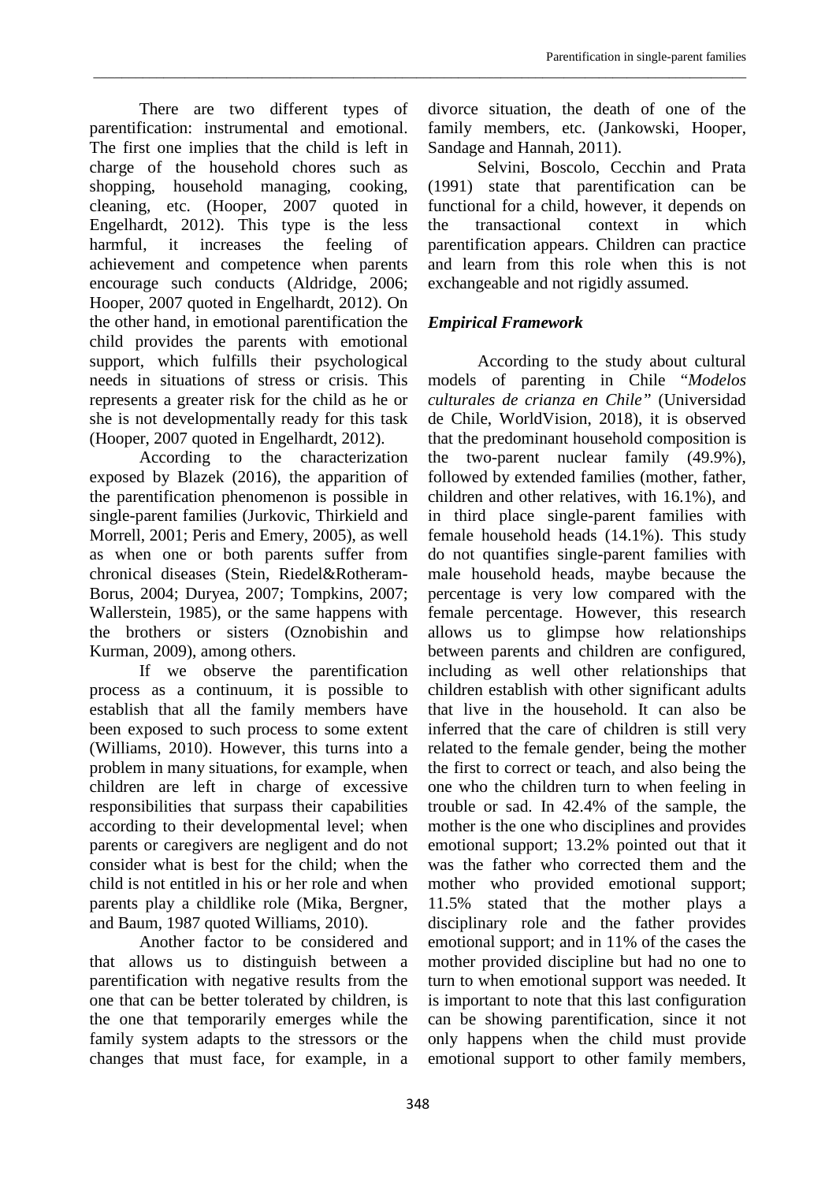There are two different types of parentification: instrumental and emotional. The first one implies that the child is left in charge of the household chores such as shopping, household managing, cooking, cleaning, etc. (Hooper, 2007 quoted in Engelhardt, 2012). This type is the less harmful, it increases the feeling of achievement and competence when parents encourage such conducts (Aldridge, 2006; Hooper, 2007 quoted in Engelhardt, 2012). On the other hand, in emotional parentification the child provides the parents with emotional support, which fulfills their psychological needs in situations of stress or crisis. This represents a greater risk for the child as he or she is not developmentally ready for this task (Hooper, 2007 quoted in Engelhardt, 2012).

According to the characterization exposed by Blazek (2016), the apparition of the parentification phenomenon is possible in single-parent families (Jurkovic, Thirkield and Morrell, 2001; Peris and Emery, 2005), as well as when one or both parents suffer from chronical diseases (Stein, Riedel&Rotheram-Borus, 2004; Duryea, 2007; Tompkins, 2007; Wallerstein, 1985), or the same happens with the brothers or sisters (Oznobishin and Kurman, 2009), among others.

If we observe the parentification process as a continuum, it is possible to establish that all the family members have been exposed to such process to some extent (Williams, 2010). However, this turns into a problem in many situations, for example, when children are left in charge of excessive responsibilities that surpass their capabilities according to their developmental level; when parents or caregivers are negligent and do not consider what is best for the child; when the child is not entitled in his or her role and when parents play a childlike role (Mika, Bergner, and Baum, 1987 quoted Williams, 2010).

Another factor to be considered and that allows us to distinguish between a parentification with negative results from the one that can be better tolerated by children, is the one that temporarily emerges while the family system adapts to the stressors or the changes that must face, for example, in a divorce situation, the death of one of the family members, etc. (Jankowski, Hooper, Sandage and Hannah, 2011).

Selvini, Boscolo, Cecchin and Prata (1991) state that parentification can be functional for a child, however, it depends on the transactional context in which parentification appears. Children can practice and learn from this role when this is not exchangeable and not rigidly assumed.

### *Empirical Framework*

According to the study about cultural models of parenting in Chile "*Modelos culturales de crianza en Chile"* (Universidad de Chile, WorldVision, 2018), it is observed that the predominant household composition is the two-parent nuclear family (49.9%), followed by extended families (mother, father, children and other relatives, with 16.1%), and in third place single-parent families with female household heads (14.1%). This study do not quantifies single-parent families with male household heads, maybe because the percentage is very low compared with the female percentage. However, this research allows us to glimpse how relationships between parents and children are configured, including as well other relationships that children establish with other significant adults that live in the household. It can also be inferred that the care of children is still very related to the female gender, being the mother the first to correct or teach, and also being the one who the children turn to when feeling in trouble or sad. In 42.4% of the sample, the mother is the one who disciplines and provides emotional support; 13.2% pointed out that it was the father who corrected them and the mother who provided emotional support; 11.5% stated that the mother plays a disciplinary role and the father provides emotional support; and in 11% of the cases the mother provided discipline but had no one to turn to when emotional support was needed. It is important to note that this last configuration can be showing parentification, since it not only happens when the child must provide emotional support to other family members,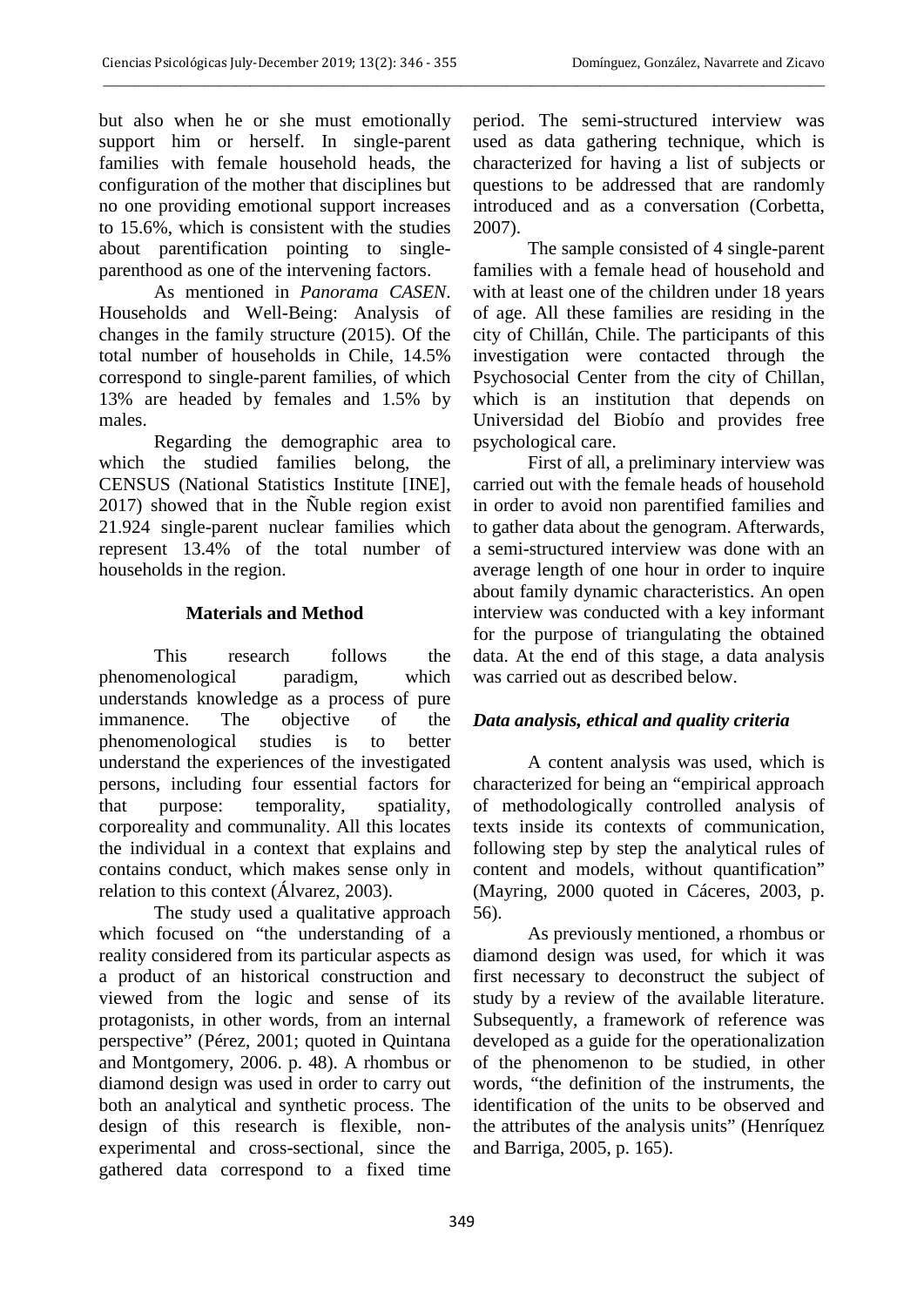but also when he or she must emotionally support him or herself. In single-parent families with female household heads, the configuration of the mother that disciplines but no one providing emotional support increases to 15.6%, which is consistent with the studies about parentification pointing to single-parenthood as one of the intervening factors.

As mentioned in *Panorama CASEN*. Households and Well-Being: Analysis of changes in the family structure (2015). Of the total number of households in Chile, 14.5% correspond to single-parent families, of which 13% are headed by females and 1.5% by males.

Regarding the demographic area to which the studied families belong, the CENSUS (National Statistics Institute [INE], 2017) showed that in the Ñuble region exist 21.924 single-parent nuclear families which represent 13.4% of the total number of households in the region.

## Materials and Method

This research follows the phenomenological paradigm, which understands knowledge as a process of pure immanence. The objective of the phenomenological studies is to better understand the experiences of the investigated persons, including four essential factors for that purpose: temporality, spatiality, corporeality and communality. All this locates the individual in a context that explains and contains conduct, which makes sense only in relation to this context (Álvarez, 2003).

The study used a qualitative approach which focused on "the understanding of a reality considered from its particular aspects as a product of an historical construction and viewed from the logic and sense of its protagonists, in other words, from an internal perspective" (Pérez, 2001; quoted in Quintana and Montgomery, 2006. p. 48). A rhombus or diamond design was used in order to carry out both an analytical and synthetic process. The design of this research is flexible, non-experimental and cross-sectional, since the gathered data correspond to a fixed time period. The semi-structured interview was used as data gathering technique, which is characterized for having a list of subjects or questions to be addressed that are randomly introduced and as a conversation (Corbetta, 2007).

The sample consisted of 4 single-parent families with a female head of household and with at least one of the children under 18 years of age. All these families are residing in the city of Chillán, Chile. The participants of this investigation were contacted through the Psychosocial Center from the city of Chillan, which is an institution that depends on Universidad del Biobío and provides free psychological care.

First of all, a preliminary interview was carried out with the female heads of household in order to avoid non parentified families and to gather data about the genogram. Afterwards, a semi-structured interview was done with an average length of one hour in order to inquire about family dynamic characteristics. An open interview was conducted with a key informant for the purpose of triangulating the obtained data. At the end of this stage, a data analysis was carried out as described below.

### *Data analysis, ethical and quality criteria*

A content analysis was used, which is characterized for being an "empirical approach of methodologically controlled analysis of texts inside its contexts of communication, following step by step the analytical rules of content and models, without quantification" (Mayring, 2000 quoted in Cáceres, 2003, p. 56).

As previously mentioned, a rhombus or diamond design was used, for which it was first necessary to deconstruct the subject of study by a review of the available literature. Subsequently, a framework of reference was developed as a guide for the operationalization of the phenomenon to be studied, in other words, "the definition of the instruments, the identification of the units to be observed and the attributes of the analysis units" (Henríquez and Barriga, 2005, p. 165).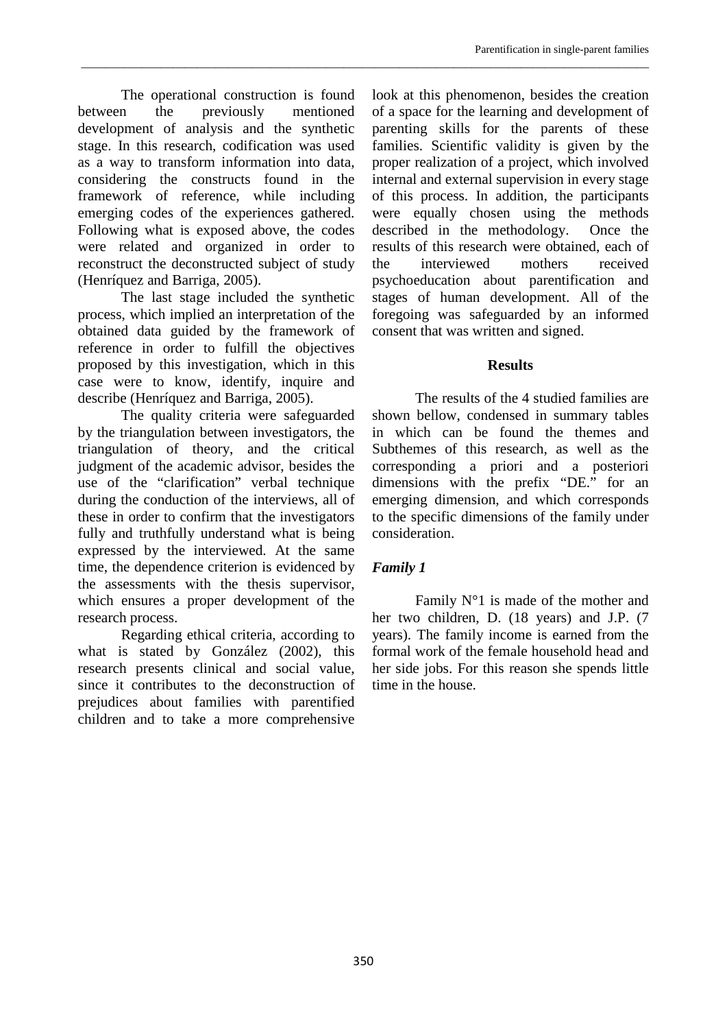The operational construction is found between the previously mentioned development of analysis and the synthetic stage. In this research, codification was used as a way to transform information into data, considering the constructs found in the framework of reference, while including emerging codes of the experiences gathered. Following what is exposed above, the codes were related and organized in order to reconstruct the deconstructed subject of study (Henríquez and Barriga, 2005).

The last stage included the synthetic process, which implied an interpretation of the obtained data guided by the framework of reference in order to fulfill the objectives proposed by this investigation, which in this case were to know, identify, inquire and describe (Henríquez and Barriga, 2005).

The quality criteria were safeguarded by the triangulation between investigators, the triangulation of theory, and the critical judgment of the academic advisor, besides the use of the "clarification" verbal technique during the conduction of the interviews, all of these in order to confirm that the investigators fully and truthfully understand what is being expressed by the interviewed. At the same time, the dependence criterion is evidenced by the assessments with the thesis supervisor, which ensures a proper development of the research process.

Regarding ethical criteria, according to what is stated by González (2002), this research presents clinical and social value, since it contributes to the deconstruction of prejudices about families with parentified children and to take a more comprehensive look at this phenomenon, besides the creation of a space for the learning and development of parenting skills for the parents of these families. Scientific validity is given by the proper realization of a project, which involved internal and external supervision in every stage of this process. In addition, the participants were equally chosen using the methods described in the methodology. Once the results of this research were obtained, each of the interviewed mothers received psychoeducation about parentification and stages of human development. All of the foregoing was safeguarded by an informed consent that was written and signed.

## Results

The results of the 4 studied families are shown bellow, condensed in summary tables in which can be found the themes and Subthemes of this research, as well as the corresponding a priori and a posteriori dimensions with the prefix "DE." for an emerging dimension, and which corresponds to the specific dimensions of the family under consideration.

### *Family 1*

Family N°1 is made of the mother and her two children, D. (18 years) and J.P. (7 years). The family income is earned from the formal work of the female household head and her side jobs. For this reason she spends little time in the house.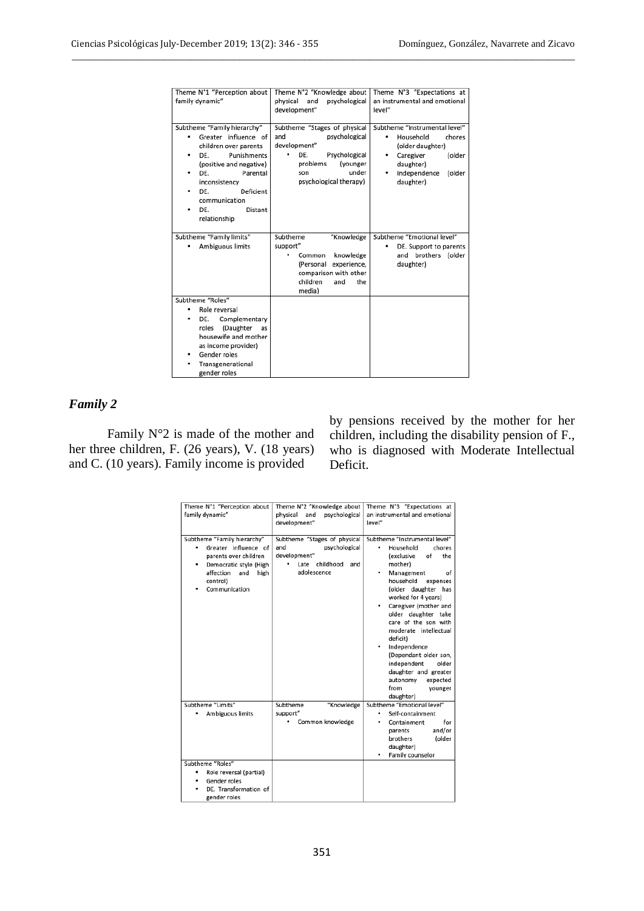| Theme N°1 "Perception about family dynamic" | Theme N°2 "Knowledge about physical and psychological development" | Theme N°3 "Expectations at an instrumental and emotional level" |
|---|---|---|
| Subtheme "Family hierarchy"<br>• Greater influence of children over parents<br>• DE. Punishments (positive and negative)<br>• DE. Parental inconsistency<br>• DE. Deficient communication<br>• DE. Distant relationship | Subtheme "Stages of physical and psychological development"<br>• DE. Psychological problems (younger son under psychological therapy) | Subtheme "Instrumental level"<br>• Household chores (older daughter)<br>• Caregiver (older daughter)<br>• Independence (older daughter) |
| Subtheme "Family limits"<br>• Ambiguous limits | Subtheme "Knowledge support"<br>• Common knowledge (Personal experience, comparison with other children and the media) | Subtheme "Emotional level"<br>• DE. Support to parents and brothers (older daughter) |
| Subtheme "Roles"<br>• Role reversal<br>• DE. Complementary roles (Daughter as housewife and mother as income provider)<br>• Gender roles<br>• Transgenerational gender roles | | |

### *Family 2*

Family N°2 is made of the mother and her three children, F. (26 years), V. (18 years) and C. (10 years). Family income is provided by pensions received by the mother for her children, including the disability pension of F., who is diagnosed with Moderate Intellectual Deficit.

| Theme N°1 "Perception about family dynamic" | Theme N°2 "Knowledge about physical and psychological development" | Theme N°3 "Expectations at an instrumental and emotional level" |
|---|---|---|
| Subtheme "Family hierarchy"<br>• Greater influence of parents over children<br>• Democratic style (High affection and high control)<br>• Communication | Subtheme "Stages of physical and psychological development"<br>• Late childhood and adolescence | Subtheme "Instrumental level"<br>• Household chores (exclusive of the mother)<br>• Management of household expenses (older daughter has worked for 4 years)<br>• Caregiver (mother and older daughter take care of the son with moderate intellectual deficit)<br>• Independence (Dependant older son, independent older daughter and greater autonomy expected from younger daughter) |
| Subtheme "Limits"<br>• Ambiguous limits | Subtheme "Knowledge support"<br>• Common knowledge | Subtheme "Emotional level"<br>• Self-containment<br>• Containment for parents and/or brothers (older daughter)<br>• Family counselor |
| Subtheme "Roles"<br>• Role reversal (partial)<br>• Gender roles<br>• DE. Transformation of gender roles | | |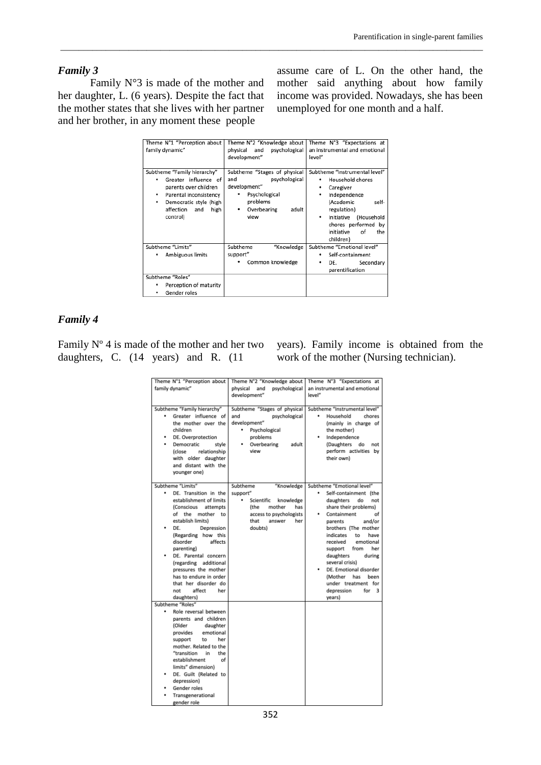### *Family 3*

Family N°3 is made of the mother and her daughter, L. (6 years). Despite the fact that the mother states that she lives with her partner and her brother, in any moment these people assume care of L. On the other hand, the mother said anything about how family income was provided. Nowadays, she has been unemployed for one month and a half.

| Theme N°1 "Perception about family dynamic" | Theme N°2 "Knowledge about physical and psychological development" | Theme N°3 "Expectations at an instrumental and emotional level" |
|---|---|---|
| Subtheme "Family hierarchy"<br>• Greater influence of parents over children<br>• Parental inconsistency<br>• Democratic style (high affection and high control) | Subtheme "Stages of physical and psychological development"<br>• Psychological problems<br>• Overbearing adult view | Subtheme "Instrumental level"<br>• Household chores<br>• Caregiver<br>• Independence (Academic self-regulation)<br>• Initiative (Household chores performed by initiative of the children) |
| Subtheme "Limits"<br>• Ambiguous limits | Subtheme "Knowledge support"<br>• Common knowledge | Subtheme "Emotional level"<br>• Self-containment<br>• DE. Secondary parentification |
| Subtheme "Roles"<br>• Perception of maturity<br>• Gender roles | | |

### *Family 4*

Family Nº 4 is made of the mother and her two daughters, C. (14 years) and R. (11 years). Family income is obtained from the work of the mother (Nursing technician).

| Theme N°1 "Perception about family dynamic" | Theme N°2 "Knowledge about physical and psychological development" | Theme N°3 "Expectations at an instrumental and emotional level" |
|---|---|---|
| Subtheme "Family hierarchy"<br>• Greater influence of the mother over the children<br>• DE. Overprotection<br>• Democratic style (close relationship with older daughter and distant with the younger one) | Subtheme "Stages of physical and psychological development"<br>• Psychological problems<br>• Overbearing adult view | Subtheme "Instrumental level"<br>• Household chores (mainly in charge of the mother)<br>• Independence (Daughters do not perform activities by their own) |
| Subtheme "Limits"<br>• DE. Transition in the establishment of limits (Conscious attempts of the mother to establish limits)<br>• DE. Depression (Regarding how this disorder affects parenting)<br>• DE. Parental concern (regarding additional pressures the mother has to endure in order that her disorder do not affect her daughters) | Subtheme "Knowledge support"<br>• Scientific knowledge (the mother has access to psychologists that answer her doubts) | Subtheme "Emotional level"<br>• Self-containment (the daughters do not share their problems)<br>• Containment of parents and/or brothers (The mother indicates to have received emotional support from her daughters during several crisis)<br>• DE. Emotional disorder (Mother has been under treatment for depression for 3 years) |
| Subtheme "Roles"<br>• Role reversal between parents and children (Older daughter provides emotional support to her mother. Related to the "transition in the establishment of limits" dimension)<br>• DE. Guilt (Related to depression)<br>• Gender roles<br>• Transgenerational gender role | | |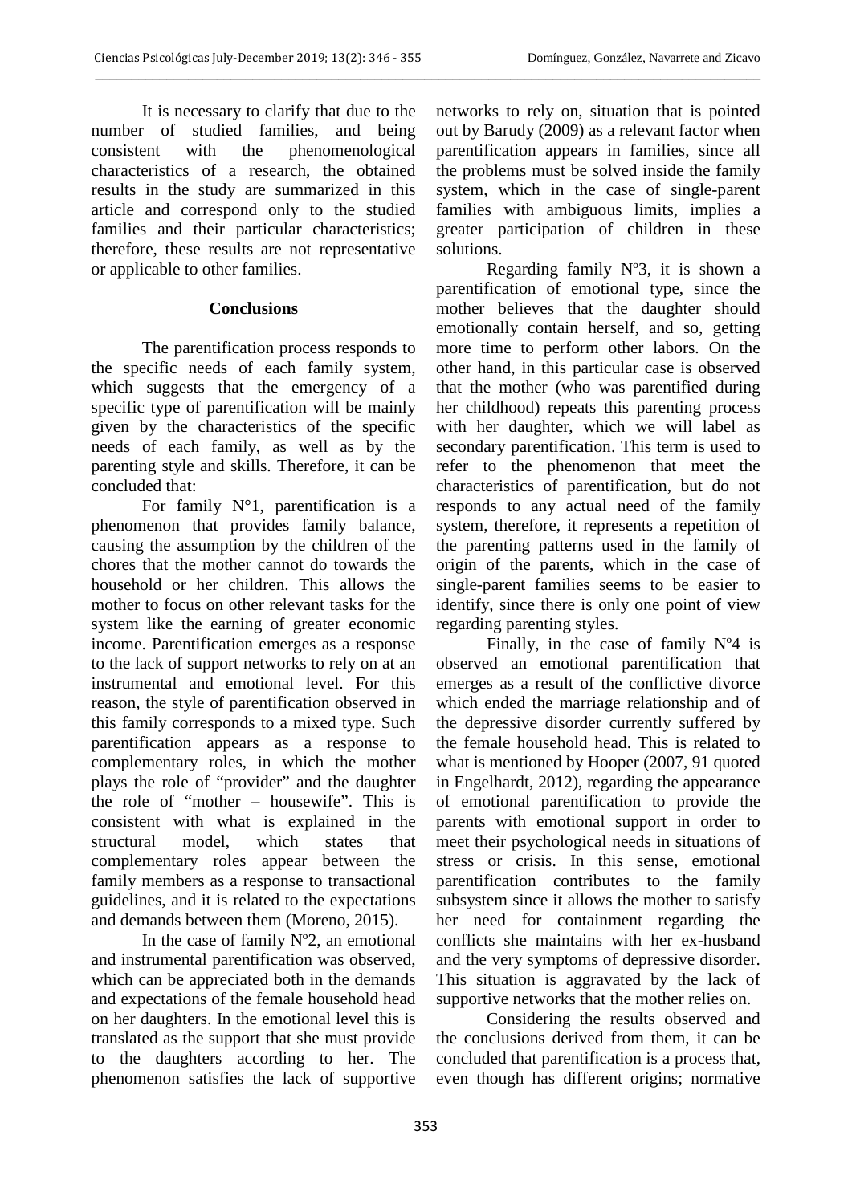It is necessary to clarify that due to the number of studied families, and being consistent with the phenomenological characteristics of a research, the obtained results in the study are summarized in this article and correspond only to the studied families and their particular characteristics; therefore, these results are not representative or applicable to other families.

## Conclusions

The parentification process responds to the specific needs of each family system, which suggests that the emergency of a specific type of parentification will be mainly given by the characteristics of the specific needs of each family, as well as by the parenting style and skills. Therefore, it can be concluded that:

For family N°1, parentification is a phenomenon that provides family balance, causing the assumption by the children of the chores that the mother cannot do towards the household or her children. This allows the mother to focus on other relevant tasks for the system like the earning of greater economic income. Parentification emerges as a response to the lack of support networks to rely on at an instrumental and emotional level. For this reason, the style of parentification observed in this family corresponds to a mixed type. Such parentification appears as a response to complementary roles, in which the mother plays the role of "provider" and the daughter the role of "mother – housewife". This is consistent with what is explained in the structural model, which states that complementary roles appear between the family members as a response to transactional guidelines, and it is related to the expectations and demands between them (Moreno, 2015).

In the case of family Nº2, an emotional and instrumental parentification was observed, which can be appreciated both in the demands and expectations of the female household head on her daughters. In the emotional level this is translated as the support that she must provide to the daughters according to her. The phenomenon satisfies the lack of supportive networks to rely on, situation that is pointed out by Barudy (2009) as a relevant factor when parentification appears in families, since all the problems must be solved inside the family system, which in the case of single-parent families with ambiguous limits, implies a greater participation of children in these solutions.

Regarding family Nº3, it is shown a parentification of emotional type, since the mother believes that the daughter should emotionally contain herself, and so, getting more time to perform other labors. On the other hand, in this particular case is observed that the mother (who was parentified during her childhood) repeats this parenting process with her daughter, which we will label as secondary parentification. This term is used to refer to the phenomenon that meet the characteristics of parentification, but do not responds to any actual need of the family system, therefore, it represents a repetition of the parenting patterns used in the family of origin of the parents, which in the case of single-parent families seems to be easier to identify, since there is only one point of view regarding parenting styles.

Finally, in the case of family Nº4 is observed an emotional parentification that emerges as a result of the conflictive divorce which ended the marriage relationship and of the depressive disorder currently suffered by the female household head. This is related to what is mentioned by Hooper (2007, 91 quoted in Engelhardt, 2012), regarding the appearance of emotional parentification to provide the parents with emotional support in order to meet their psychological needs in situations of stress or crisis. In this sense, emotional parentification contributes to the family subsystem since it allows the mother to satisfy her need for containment regarding the conflicts she maintains with her ex-husband and the very symptoms of depressive disorder. This situation is aggravated by the lack of supportive networks that the mother relies on.

Considering the results observed and the conclusions derived from them, it can be concluded that parentification is a process that, even though has different origins; normative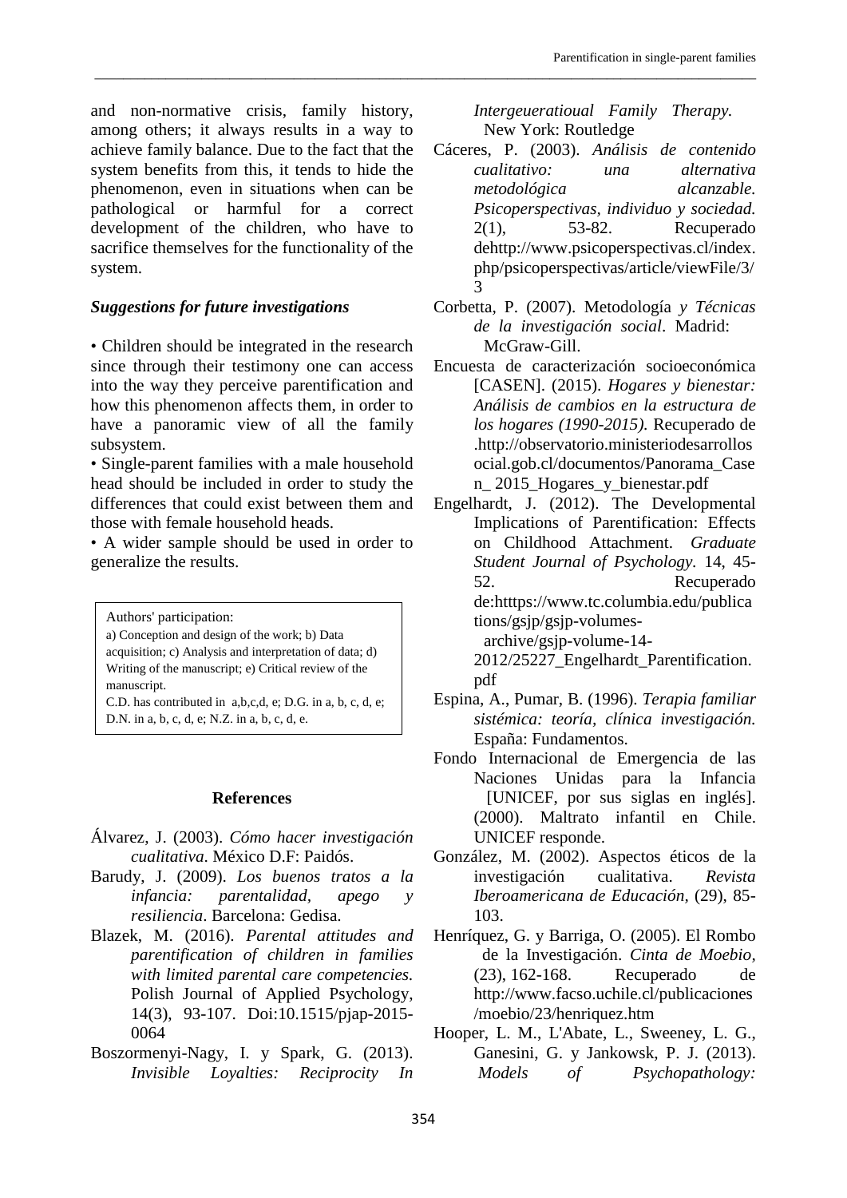and non-normative crisis, family history, among others; it always results in a way to achieve family balance. Due to the fact that the system benefits from this, it tends to hide the phenomenon, even in situations when can be pathological or harmful for a correct development of the children, who have to sacrifice themselves for the functionality of the system.

### *Suggestions for future investigations*

• Children should be integrated in the research since through their testimony one can access into the way they perceive parentification and how this phenomenon affects them, in order to have a panoramic view of all the family subsystem.
• Single-parent families with a male household head should be included in order to study the differences that could exist between them and those with female household heads.
• A wider sample should be used in order to generalize the results.

Authors' participation:
a) Conception and design of the work; b) Data acquisition; c) Analysis and interpretation of data; d) Writing of the manuscript; e) Critical review of the manuscript.
C.D. has contributed in a,b,c,d, e; D.G. in a, b, c, d, e; D.N. in a, b, c, d, e; N.Z. in a, b, c, d, e.

## References

Álvarez, J. (2003). *Cómo hacer investigación cualitativa*. México D.F: Paidós.

Barudy, J. (2009). *Los buenos tratos a la infancia: parentalidad, apego y resiliencia*. Barcelona: Gedisa.

Blazek, M. (2016). *Parental attitudes and parentification of children in families with limited parental care competencies.* Polish Journal of Applied Psychology, 14(3), 93-107. Doi:10.1515/pjap-2015-0064

Boszormenyi-Nagy, I. y Spark, G. (2013). *Invisible Loyalties: Reciprocity In Intergeueratioual Family Therapy.* New York: Routledge

Cáceres, P. (2003). *Análisis de contenido cualitativo: una alternativa metodológica alcanzable. Psicoperspectivas, individuo y sociedad.* 2(1), 53-82. Recuperado dehttp://www.psicoperspectivas.cl/index.php/psicoperspectivas/article/viewFile/3/3

Corbetta, P. (2007). Metodología *y Técnicas de la investigación social*. Madrid: McGraw-Gill.

Encuesta de caracterización socioeconómica [CASEN]. (2015). *Hogares y bienestar: Análisis de cambios en la estructura de los hogares (1990-2015).* Recuperado de .http://observatorio.ministeriodesarrollosocial.gob.cl/documentos/Panorama_Casen_ 2015_Hogares_y_bienestar.pdf

Engelhardt, J. (2012). The Developmental Implications of Parentification: Effects on Childhood Attachment. *Graduate Student Journal of Psychology.* 14, 45-52. Recuperado de:htttps://www.tc.columbia.edu/publications/gsjp/gsjp-volumes-archive/gsjp-volume-14-2012/25227_Engelhardt_Parentification.pdf

Espina, A., Pumar, B. (1996). *Terapia familiar sistémica: teoría, clínica investigación.* España: Fundamentos.

Fondo Internacional de Emergencia de las Naciones Unidas para la Infancia [UNICEF, por sus siglas en inglés]. (2000). Maltrato infantil en Chile. UNICEF responde.

González, M. (2002). Aspectos éticos de la investigación cualitativa. *Revista Iberoamericana de Educación,* (29), 85-103.

Henríquez, G. y Barriga, O. (2005). El Rombo de la Investigación. *Cinta de Moebio,* (23), 162-168. Recuperado de http://www.facso.uchile.cl/publicaciones/moebio/23/henriquez.htm

Hooper, L. M., L'Abate, L., Sweeney, L. G., Ganesini, G. y Jankowsk, P. J. (2013). *Models of Psychopathology:*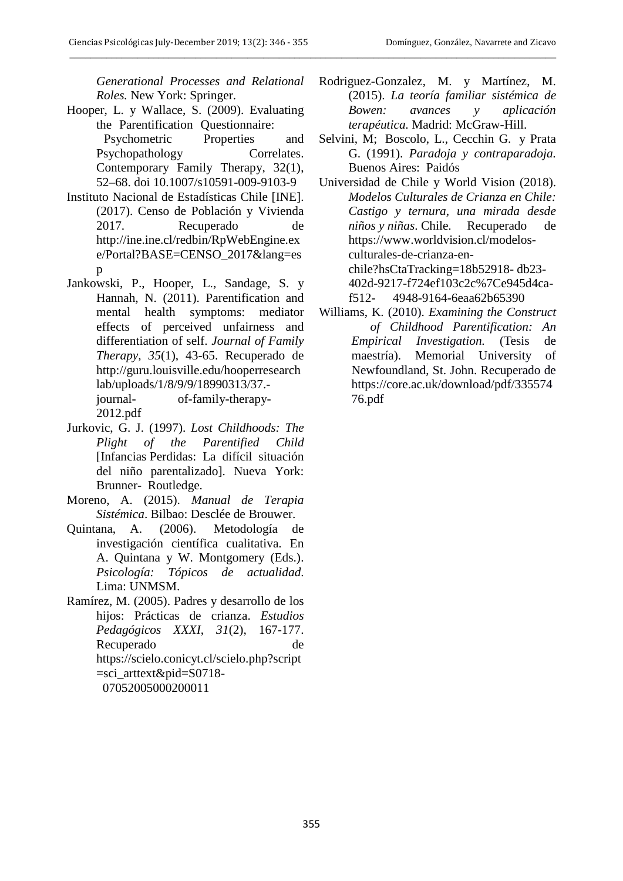*Generational Processes and Relational Roles.* New York: Springer.

Hooper, L. y Wallace, S. (2009). Evaluating the Parentification Questionnaire: Psychometric Properties and Psychopathology Correlates. Contemporary Family Therapy, 32(1), 52–68. doi 10.1007/s10591-009-9103-9

Instituto Nacional de Estadísticas Chile [INE]. (2017). Censo de Población y Vivienda 2017. Recuperado de http://ine.ine.cl/redbin/RpWebEngine.exe/Portal?BASE=CENSO_2017&lang=esp

Jankowski, P., Hooper, L., Sandage, S. y Hannah, N. (2011). Parentification and mental health symptoms: mediator effects of perceived unfairness and differentiation of self. *Journal of Family Therapy*, *35*(1), 43-65. Recuperado de http://guru.louisville.edu/hooperresearchlab/uploads/1/8/9/9/18990313/37.-journal- of-family-therapy-2012.pdf

Jurkovic, G. J. (1997). *Lost Childhoods: The Plight of the Parentified Child* [Infancias Perdidas: La difícil situación del niño parentalizado]. Nueva York: Brunner- Routledge.

Moreno, A. (2015). *Manual de Terapia Sistémica*. Bilbao: Desclée de Brouwer.

Quintana, A. (2006). Metodología de investigación científica cualitativa. En A. Quintana y W. Montgomery (Eds.). *Psicología: Tópicos de actualidad*. Lima: UNMSM.

Ramírez, M. (2005). Padres y desarrollo de los hijos: Prácticas de crianza. *Estudios Pedagógicos XXXI*, *31*(2), 167-177. Recuperado de https://scielo.conicyt.cl/scielo.php?script=sci_arttext&pid=S0718-07052005000200011

Rodriguez-Gonzalez, M. y Martínez, M. (2015). *La teoría familiar sistémica de Bowen: avances y aplicación terapéutica.* Madrid: McGraw-Hill.

Selvini, M; Boscolo, L., Cecchin G. y Prata G. (1991). *Paradoja y contraparadoja.* Buenos Aires: Paidós

Universidad de Chile y World Vision (2018). *Modelos Culturales de Crianza en Chile: Castigo y ternura, una mirada desde niños y niñas*. Chile. Recuperado de https://www.worldvision.cl/modelos-culturales-de-crianza-en-chile?hsCtaTracking=18b52918- db23-402d-9217-f724ef103c2c%7Ce945d4ca-f512- 4948-9164-6eaa62b65390

Williams, K. (2010). *Examining the Construct of Childhood Parentification: An Empirical Investigation.* (Tesis de maestría). Memorial University of Newfoundland, St. John. Recuperado de https://core.ac.uk/download/pdf/33557476.pdf